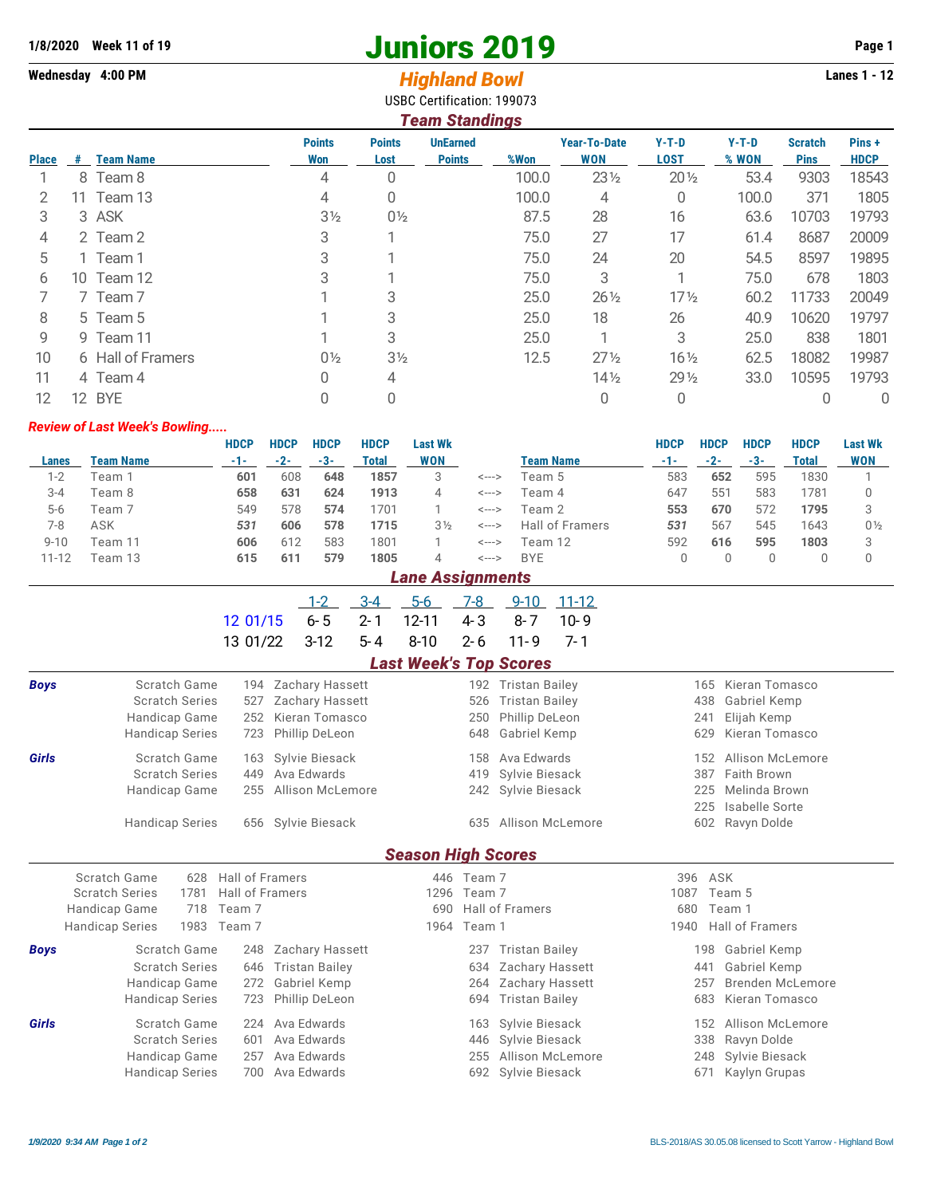**1/8/2020 Week 11 of 19**

**Wednesday 4:00 PM**

# Juniors 2019

## *Highland Bowl*

USBC Certification: 199073

**Lanes 1 - 12**

### *Team Standings*

| Place | # | Team Name | Points Won | Points Lost | UnEarned Points | %Won | Year-To-Date WON | Y-T-D LOST | Y-T-D % WON | Scratch Pins | Pins + HDCP |
|---|---|---|---|---|---|---|---|---|---|---|---|
| 1 | 8 | Team 8 | 4 | 0 | | 100.0 | 23½ | 20½ | 53.4 | 9303 | 18543 |
| 2 | 11 | Team 13 | 4 | 0 | | 100.0 | 4 | 0 | 100.0 | 371 | 1805 |
| 3 | 3 | ASK | 3½ | 0½ | | 87.5 | 28 | 16 | 63.6 | 10703 | 19793 |
| 4 | 2 | Team 2 | 3 | 1 | | 75.0 | 27 | 17 | 61.4 | 8687 | 20009 |
| 5 | 1 | Team 1 | 3 | 1 | | 75.0 | 24 | 20 | 54.5 | 8597 | 19895 |
| 6 | 10 | Team 12 | 3 | 1 | | 75.0 | 3 | 1 | 75.0 | 678 | 1803 |
| 7 | 7 | Team 7 | 1 | 3 | | 25.0 | 26½ | 17½ | 60.2 | 11733 | 20049 |
| 8 | 5 | Team 5 | 1 | 3 | | 25.0 | 18 | 26 | 40.9 | 10620 | 19797 |
| 9 | 9 | Team 11 | 1 | 3 | | 25.0 | 1 | 3 | 25.0 | 838 | 1801 |
| 10 | 6 | Hall of Framers | 0½ | 3½ | | 12.5 | 27½ | 16½ | 62.5 | 18082 | 19987 |
| 11 | 4 | Team 4 | 0 | 4 | | | 14½ | 29½ | 33.0 | 10595 | 19793 |
| 12 | 12 | BYE | 0 | 0 | | | 0 | 0 | | 0 | 0 |

### *Review of Last Week's Bowling.....*

| Lanes | Team Name | HDCP -1- | HDCP -2- | HDCP -3- | HDCP Total | Last Wk WON | | Team Name | HDCP -1- | HDCP -2- | HDCP -3- | HDCP Total | Last Wk WON |
|---|---|---|---|---|---|---|---|---|---|---|---|---|---|
| 1-2 | Team 1 | **601** | 608 | **648** | **1857** | 3 | <---> | Team 5 | 583 | **652** | 595 | 1830 | 1 |
| 3-4 | Team 8 | **658** | **631** | **624** | **1913** | 4 | <---> | Team 4 | 647 | 551 | 583 | 1781 | 0 |
| 5-6 | Team 7 | 549 | 578 | **574** | 1701 | 1 | <---> | Team 2 | **553** | **670** | 572 | **1795** | 3 |
| 7-8 | ASK | ***531*** | **606** | **578** | **1715** | 3½ | <---> | Hall of Framers | ***531*** | 567 | 545 | 1643 | 0½ |
| 9-10 | Team 11 | **606** | 612 | 583 | 1801 | 1 | <---> | Team 12 | 592 | **616** | **595** | **1803** | 3 |
| 11-12 | Team 13 | **615** | **611** | **579** | **1805** | 4 | <---> | BYE | 0 | 0 | 0 | 0 | 0 |

### *Lane Assignments*

| | 1-2 | 3-4 | 5-6 | 7-8 | 9-10 | 11-12 |
|---|---|---|---|---|---|---|
| 12 01/15 | 6- 5 | 2- 1 | 12-11 | 4- 3 | 8- 7 | 10- 9 |
| 13 01/22 | 3-12 | 5- 4 | 8-10 | 2- 6 | 11- 9 | 7- 1 |

### *Last Week's Top Scores*

| | | | | |
|---|---|---|---|---|
| ***Boys*** | Scratch Game | 194 Zachary Hassett | 192 Tristan Bailey | 165 Kieran Tomasco |
| | Scratch Series | 527 Zachary Hassett | 526 Tristan Bailey | 438 Gabriel Kemp |
| | Handicap Game | 252 Kieran Tomasco | 250 Phillip DeLeon | 241 Elijah Kemp |
| | Handicap Series | 723 Phillip DeLeon | 648 Gabriel Kemp | 629 Kieran Tomasco |
| ***Girls*** | Scratch Game | 163 Sylvie Biesack | 158 Ava Edwards | 152 Allison McLemore |
| | Scratch Series | 449 Ava Edwards | 419 Sylvie Biesack | 387 Faith Brown |
| | Handicap Game | 255 Allison McLemore | 242 Sylvie Biesack | 225 Melinda Brown |
| | | | | 225 Isabelle Sorte |
| | Handicap Series | 656 Sylvie Biesack | 635 Allison McLemore | 602 Ravyn Dolde |

### *Season High Scores*

| | | | | |
|---|---|---|---|---|
| | Scratch Game | 628 Hall of Framers | 446 Team 7 | 396 ASK |
| | Scratch Series | 1781 Hall of Framers | 1296 Team 7 | 1087 Team 5 |
| | Handicap Game | 718 Team 7 | 690 Hall of Framers | 680 Team 1 |
| | Handicap Series | 1983 Team 7 | 1964 Team 1 | 1940 Hall of Framers |
| ***Boys*** | Scratch Game | 248 Zachary Hassett | 237 Tristan Bailey | 198 Gabriel Kemp |
| | Scratch Series | 646 Tristan Bailey | 634 Zachary Hassett | 441 Gabriel Kemp |
| | Handicap Game | 272 Gabriel Kemp | 264 Zachary Hassett | 257 Brenden McLemore |
| | Handicap Series | 723 Phillip DeLeon | 694 Tristan Bailey | 683 Kieran Tomasco |
| ***Girls*** | Scratch Game | 224 Ava Edwards | 163 Sylvie Biesack | 152 Allison McLemore |
| | Scratch Series | 601 Ava Edwards | 446 Sylvie Biesack | 338 Ravyn Dolde |
| | Handicap Game | 257 Ava Edwards | 255 Allison McLemore | 248 Sylvie Biesack |
| | Handicap Series | 700 Ava Edwards | 692 Sylvie Biesack | 671 Kaylyn Grupas |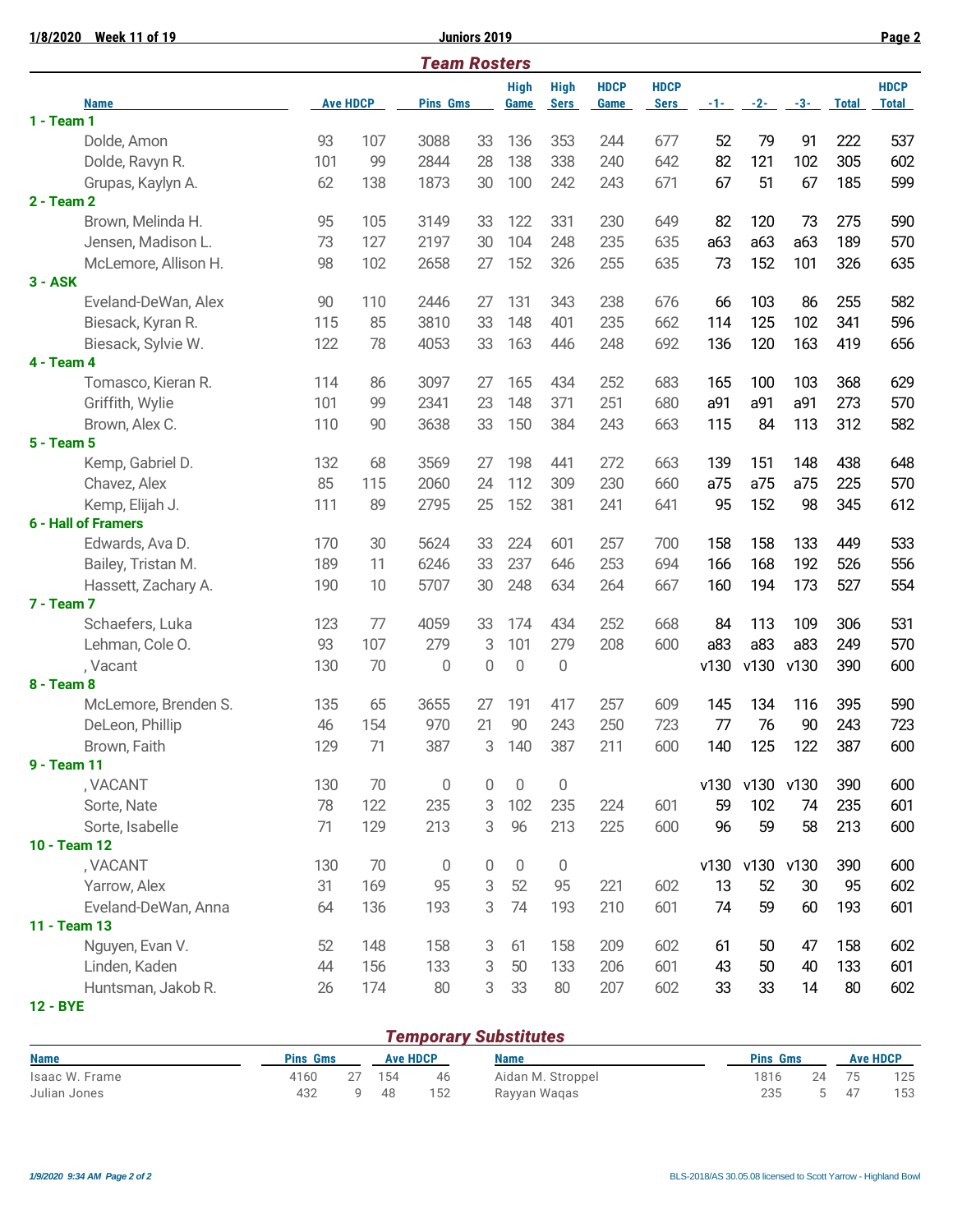## Team Rosters

| Name | Ave | HDCP | Pins | Gms | High Game | High Sers | HDCP Game | HDCP Sers | -1- | -2- | -3- | Total | HDCP Total |
|---|---|---|---|---|---|---|---|---|---|---|---|---|---|
| **1 - Team 1** | | | | | | | | | | | | | |
| Dolde, Amon | 93 | 107 | 3088 | 33 | 136 | 353 | 244 | 677 | 52 | 79 | 91 | 222 | 537 |
| Dolde, Ravyn R. | 101 | 99 | 2844 | 28 | 138 | 338 | 240 | 642 | 82 | 121 | 102 | 305 | 602 |
| Grupas, Kaylyn A. | 62 | 138 | 1873 | 30 | 100 | 242 | 243 | 671 | 67 | 51 | 67 | 185 | 599 |
| **2 - Team 2** | | | | | | | | | | | | | |
| Brown, Melinda H. | 95 | 105 | 3149 | 33 | 122 | 331 | 230 | 649 | 82 | 120 | 73 | 275 | 590 |
| Jensen, Madison L. | 73 | 127 | 2197 | 30 | 104 | 248 | 235 | 635 | a63 | a63 | a63 | 189 | 570 |
| McLemore, Allison H. | 98 | 102 | 2658 | 27 | 152 | 326 | 255 | 635 | 73 | 152 | 101 | 326 | 635 |
| **3 - ASK** | | | | | | | | | | | | | |
| Eveland-DeWan, Alex | 90 | 110 | 2446 | 27 | 131 | 343 | 238 | 676 | 66 | 103 | 86 | 255 | 582 |
| Biesack, Kyran R. | 115 | 85 | 3810 | 33 | 148 | 401 | 235 | 662 | 114 | 125 | 102 | 341 | 596 |
| Biesack, Sylvie W. | 122 | 78 | 4053 | 33 | 163 | 446 | 248 | 692 | 136 | 120 | 163 | 419 | 656 |
| **4 - Team 4** | | | | | | | | | | | | | |
| Tomasco, Kieran R. | 114 | 86 | 3097 | 27 | 165 | 434 | 252 | 683 | 165 | 100 | 103 | 368 | 629 |
| Griffith, Wylie | 101 | 99 | 2341 | 23 | 148 | 371 | 251 | 680 | a91 | a91 | a91 | 273 | 570 |
| Brown, Alex C. | 110 | 90 | 3638 | 33 | 150 | 384 | 243 | 663 | 115 | 84 | 113 | 312 | 582 |
| **5 - Team 5** | | | | | | | | | | | | | |
| Kemp, Gabriel D. | 132 | 68 | 3569 | 27 | 198 | 441 | 272 | 663 | 139 | 151 | 148 | 438 | 648 |
| Chavez, Alex | 85 | 115 | 2060 | 24 | 112 | 309 | 230 | 660 | a75 | a75 | a75 | 225 | 570 |
| Kemp, Elijah J. | 111 | 89 | 2795 | 25 | 152 | 381 | 241 | 641 | 95 | 152 | 98 | 345 | 612 |
| **6 - Hall of Framers** | | | | | | | | | | | | | |
| Edwards, Ava D. | 170 | 30 | 5624 | 33 | 224 | 601 | 257 | 700 | 158 | 158 | 133 | 449 | 533 |
| Bailey, Tristan M. | 189 | 11 | 6246 | 33 | 237 | 646 | 253 | 694 | 166 | 168 | 192 | 526 | 556 |
| Hassett, Zachary A. | 190 | 10 | 5707 | 30 | 248 | 634 | 264 | 667 | 160 | 194 | 173 | 527 | 554 |
| **7 - Team 7** | | | | | | | | | | | | | |
| Schaefers, Luka | 123 | 77 | 4059 | 33 | 174 | 434 | 252 | 668 | 84 | 113 | 109 | 306 | 531 |
| Lehman, Cole O. | 93 | 107 | 279 | 3 | 101 | 279 | 208 | 600 | a83 | a83 | a83 | 249 | 570 |
| , Vacant | 130 | 70 | 0 | 0 | 0 | 0 | | | v130 | v130 | v130 | 390 | 600 |
| **8 - Team 8** | | | | | | | | | | | | | |
| McLemore, Brenden S. | 135 | 65 | 3655 | 27 | 191 | 417 | 257 | 609 | 145 | 134 | 116 | 395 | 590 |
| DeLeon, Phillip | 46 | 154 | 970 | 21 | 90 | 243 | 250 | 723 | 77 | 76 | 90 | 243 | 723 |
| Brown, Faith | 129 | 71 | 387 | 3 | 140 | 387 | 211 | 600 | 140 | 125 | 122 | 387 | 600 |
| **9 - Team 11** | | | | | | | | | | | | | |
| , VACANT | 130 | 70 | 0 | 0 | 0 | 0 | | | v130 | v130 | v130 | 390 | 600 |
| Sorte, Nate | 78 | 122 | 235 | 3 | 102 | 235 | 224 | 601 | 59 | 102 | 74 | 235 | 601 |
| Sorte, Isabelle | 71 | 129 | 213 | 3 | 96 | 213 | 225 | 600 | 96 | 59 | 58 | 213 | 600 |
| **10 - Team 12** | | | | | | | | | | | | | |
| , VACANT | 130 | 70 | 0 | 0 | 0 | 0 | | | v130 | v130 | v130 | 390 | 600 |
| Yarrow, Alex | 31 | 169 | 95 | 3 | 52 | 95 | 221 | 602 | 13 | 52 | 30 | 95 | 602 |
| Eveland-DeWan, Anna | 64 | 136 | 193 | 3 | 74 | 193 | 210 | 601 | 74 | 59 | 60 | 193 | 601 |
| **11 - Team 13** | | | | | | | | | | | | | |
| Nguyen, Evan V. | 52 | 148 | 158 | 3 | 61 | 158 | 209 | 602 | 61 | 50 | 47 | 158 | 602 |
| Linden, Kaden | 44 | 156 | 133 | 3 | 50 | 133 | 206 | 601 | 43 | 50 | 40 | 133 | 601 |
| Huntsman, Jakob R. | 26 | 174 | 80 | 3 | 33 | 80 | 207 | 602 | 33 | 33 | 14 | 80 | 602 |
| **12 - BYE** | | | | | | | | | | | | | |

## Temporary Substitutes

| Name | Pins | Gms | Ave | HDCP | Name | Pins | Gms | Ave | HDCP |
|---|---|---|---|---|---|---|---|---|---|
| Isaac W. Frame | 4160 | 27 | 154 | 46 | Aidan M. Stroppel | 1816 | 24 | 75 | 125 |
| Julian Jones | 432 | 9 | 48 | 152 | Rayyan Waqas | 235 | 5 | 47 | 153 |